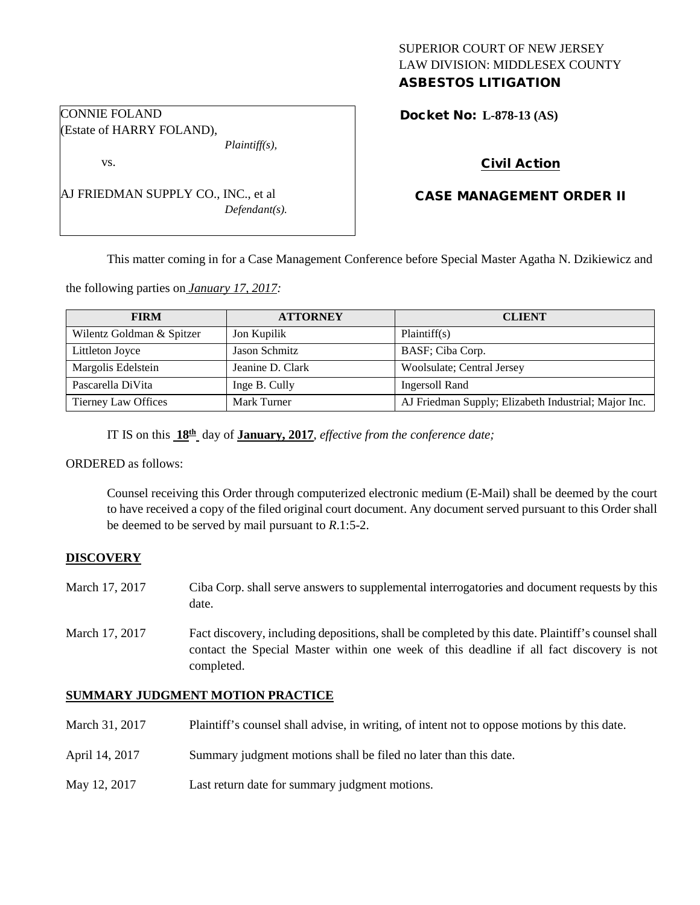SUPERIOR COURT OF NEW JERSEY
LAW DIVISION: MIDDLESEX COUNTY
**ASBESTOS LITIGATION**

CONNIE FOLAND
(Estate of HARRY FOLAND),
*Plaintiff(s),*

vs.

AJ FRIEDMAN SUPPLY CO., INC., et al
*Defendant(s).*

**Docket No: L-878-13 (AS)**

**Civil Action**

**CASE MANAGEMENT ORDER II**

This matter coming in for a Case Management Conference before Special Master Agatha N. Dzikiewicz and the following parties on *January 17, 2017:*

| FIRM | ATTORNEY | CLIENT |
| --- | --- | --- |
| Wilentz Goldman & Spitzer | Jon Kupilik | Plaintiff(s) |
| Littleton Joyce | Jason Schmitz | BASF; Ciba Corp. |
| Margolis Edelstein | Jeanine D. Clark | Woolsulate; Central Jersey |
| Pascarella DiVita | Inge B. Cully | Ingersoll Rand |
| Tierney Law Offices | Mark Turner | AJ Friedman Supply; Elizabeth Industrial; Major Inc. |

IT IS on this **18th** day of **January, 2017**, *effective from the conference date;*

ORDERED as follows:

Counsel receiving this Order through computerized electronic medium (E-Mail) shall be deemed by the court to have received a copy of the filed original court document. Any document served pursuant to this Order shall be deemed to be served by mail pursuant to *R*.1:5-2.

## DISCOVERY

March 17, 2017 Ciba Corp. shall serve answers to supplemental interrogatories and document requests by this date.

March 17, 2017 Fact discovery, including depositions, shall be completed by this date. Plaintiff's counsel shall contact the Special Master within one week of this deadline if all fact discovery is not completed.

## SUMMARY JUDGMENT MOTION PRACTICE

March 31, 2017 Plaintiff's counsel shall advise, in writing, of intent not to oppose motions by this date.

April 14, 2017 Summary judgment motions shall be filed no later than this date.

May 12, 2017 Last return date for summary judgment motions.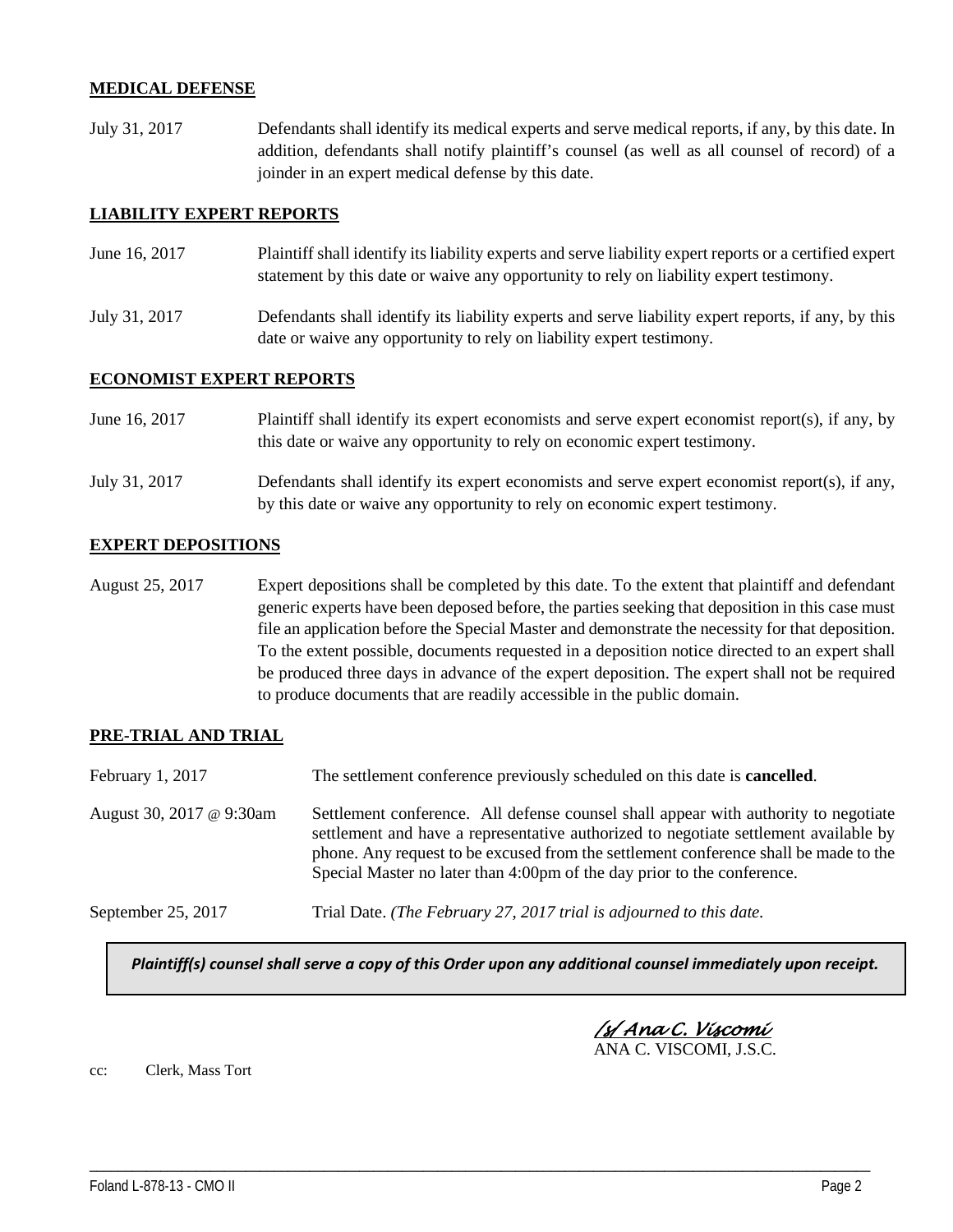## MEDICAL DEFENSE

| | |
|---|---|
| July 31, 2017 | Defendants shall identify its medical experts and serve medical reports, if any, by this date. In addition, defendants shall notify plaintiff's counsel (as well as all counsel of record) of a joinder in an expert medical defense by this date. |

## LIABILITY EXPERT REPORTS

| | |
|---|---|
| June 16, 2017 | Plaintiff shall identify its liability experts and serve liability expert reports or a certified expert statement by this date or waive any opportunity to rely on liability expert testimony. |
| July 31, 2017 | Defendants shall identify its liability experts and serve liability expert reports, if any, by this date or waive any opportunity to rely on liability expert testimony. |

## ECONOMIST EXPERT REPORTS

| | |
|---|---|
| June 16, 2017 | Plaintiff shall identify its expert economists and serve expert economist report(s), if any, by this date or waive any opportunity to rely on economic expert testimony. |
| July 31, 2017 | Defendants shall identify its expert economists and serve expert economist report(s), if any, by this date or waive any opportunity to rely on economic expert testimony. |

## EXPERT DEPOSITIONS

| | |
|---|---|
| August 25, 2017 | Expert depositions shall be completed by this date. To the extent that plaintiff and defendant generic experts have been deposed before, the parties seeking that deposition in this case must file an application before the Special Master and demonstrate the necessity for that deposition. To the extent possible, documents requested in a deposition notice directed to an expert shall be produced three days in advance of the expert deposition. The expert shall not be required to produce documents that are readily accessible in the public domain. |

## PRE-TRIAL AND TRIAL

| | |
|---|---|
| February 1, 2017 | The settlement conference previously scheduled on this date is **cancelled**. |
| August 30, 2017 @ 9:30am | Settlement conference. All defense counsel shall appear with authority to negotiate settlement and have a representative authorized to negotiate settlement available by phone. Any request to be excused from the settlement conference shall be made to the Special Master no later than 4:00pm of the day prior to the conference. |
| September 25, 2017 | Trial Date. *(The February 27, 2017 trial is adjourned to this date.* |

***Plaintiff(s) counsel shall serve a copy of this Order upon any additional counsel immediately upon receipt.***

*/s/ Ana C. Viscomi*
ANA C. VISCOMI, J.S.C.

cc: Clerk, Mass Tort